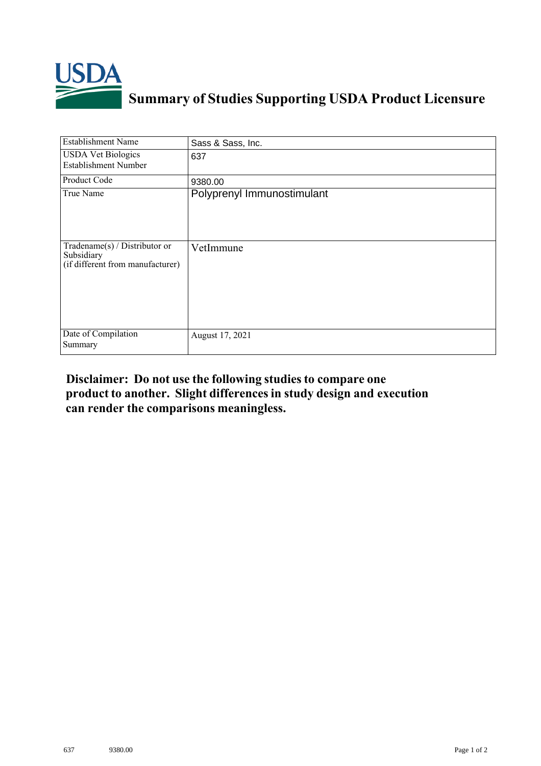# Summary of Studies Supporting USDA Product Licensure

| Establishment Name | Sass & Sass, Inc. |
|---|---|
| USDA Vet Biologics Establishment Number | 637 |
| Product Code | 9380.00 |
| True Name | Polyprenyl Immunostimulant |
| Tradename(s) / Distributor or Subsidiary (if different from manufacturer) | VetImmune |
| Date of Compilation Summary | August 17, 2021 |

**Disclaimer: Do not use the following studies to compare one product to another. Slight differences in study design and execution can render the comparisons meaningless.**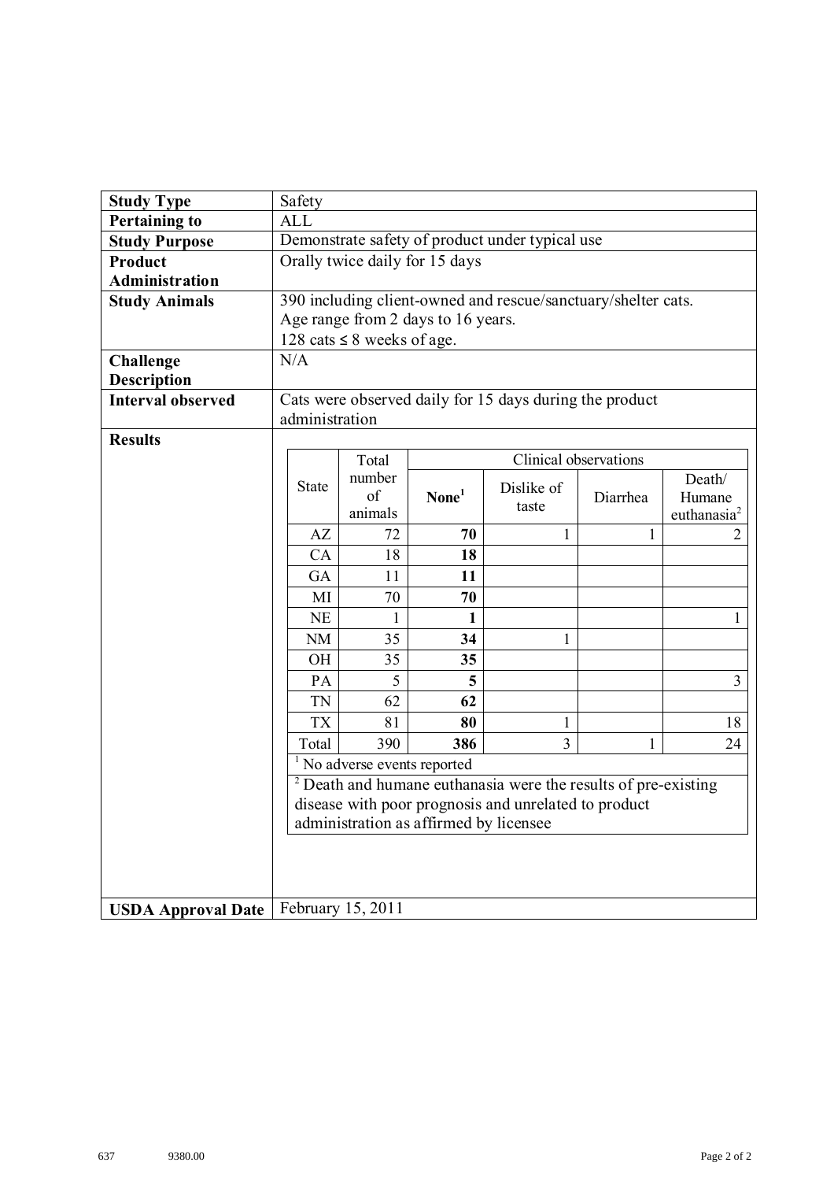| | |
|---|---|
| **Study Type** | Safety |
| **Pertaining to** | ALL |
| **Study Purpose** | Demonstrate safety of product under typical use |
| **Product Administration** | Orally twice daily for 15 days |
| **Study Animals** | 390 including client-owned and rescue/sanctuary/shelter cats. Age range from 2 days to 16 years. 128 cats ≤ 8 weeks of age. |
| **Challenge Description** | N/A |
| **Interval observed** | Cats were observed daily for 15 days during the product administration |
| **Results** | See table below |
| **USDA Approval Date** | February 15, 2011 |

**Results**

| State | Total number of animals | Clinical observations | | | |
|---|---|---|---|---|---|
| | | **None**[1] | Dislike of taste | Diarrhea | Death/ Humane euthanasia[2] |
| AZ | 72 | **70** | 1 | 1 | 2 |
| CA | 18 | **18** | | | |
| GA | 11 | **11** | | | |
| MI | 70 | **70** | | | |
| NE | 1 | **1** | | | 1 |
| NM | 35 | **34** | 1 | | |
| OH | 35 | **35** | | | |
| PA | 5 | **5** | | | 3 |
| TN | 62 | **62** | | | |
| TX | 81 | **80** | 1 | | 18 |
| Total | 390 | **386** | 3 | 1 | 24 |

[1] No adverse events reported

[2] Death and humane euthanasia were the results of pre-existing disease with poor prognosis and unrelated to product administration as affirmed by licensee

637 9380.00